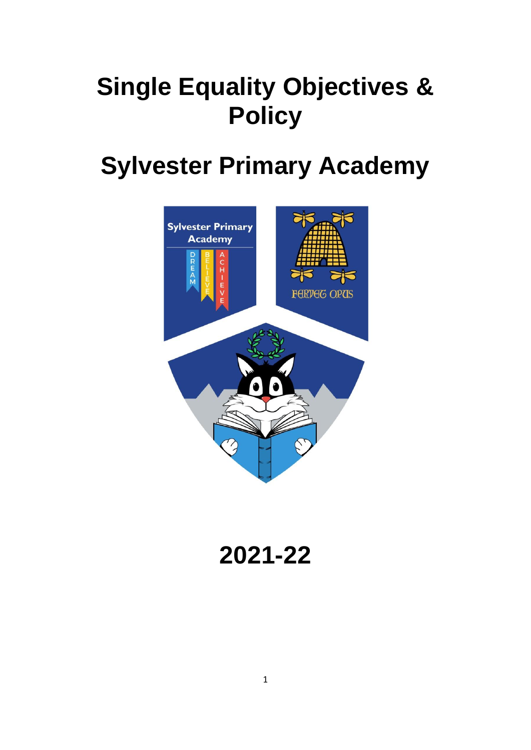# Single Equality Objectives & Policy

# Sylvester Primary Academy

# 2021-22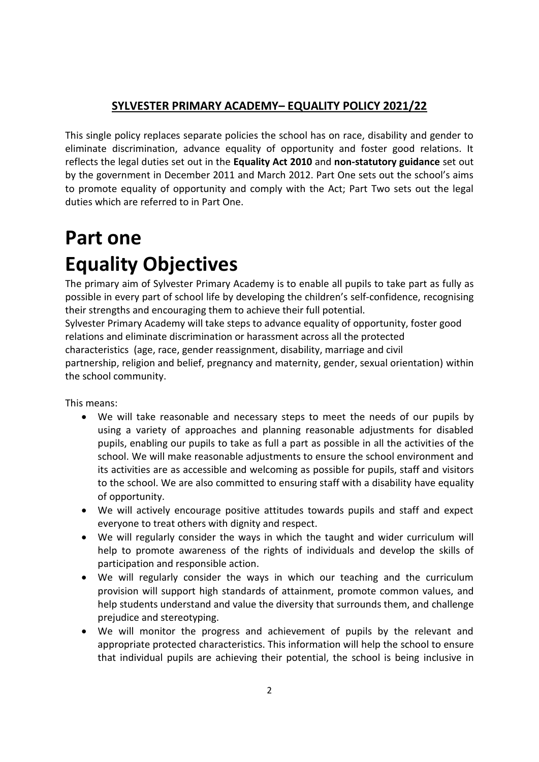**SYLVESTER PRIMARY ACADEMY– EQUALITY POLICY 2021/22**

This single policy replaces separate policies the school has on race, disability and gender to eliminate discrimination, advance equality of opportunity and foster good relations. It reflects the legal duties set out in the **Equality Act 2010** and **non-statutory guidance** set out by the government in December 2011 and March 2012. Part One sets out the school's aims to promote equality of opportunity and comply with the Act; Part Two sets out the legal duties which are referred to in Part One.

# Part one

# Equality Objectives

The primary aim of Sylvester Primary Academy is to enable all pupils to take part as fully as possible in every part of school life by developing the children's self-confidence, recognising their strengths and encouraging them to achieve their full potential.

Sylvester Primary Academy will take steps to advance equality of opportunity, foster good relations and eliminate discrimination or harassment across all the protected characteristics (age, race, gender reassignment, disability, marriage and civil partnership, religion and belief, pregnancy and maternity, gender, sexual orientation) within the school community.

This means:

- We will take reasonable and necessary steps to meet the needs of our pupils by using a variety of approaches and planning reasonable adjustments for disabled pupils, enabling our pupils to take as full a part as possible in all the activities of the school. We will make reasonable adjustments to ensure the school environment and its activities are as accessible and welcoming as possible for pupils, staff and visitors to the school. We are also committed to ensuring staff with a disability have equality of opportunity.
- We will actively encourage positive attitudes towards pupils and staff and expect everyone to treat others with dignity and respect.
- We will regularly consider the ways in which the taught and wider curriculum will help to promote awareness of the rights of individuals and develop the skills of participation and responsible action.
- We will regularly consider the ways in which our teaching and the curriculum provision will support high standards of attainment, promote common values, and help students understand and value the diversity that surrounds them, and challenge prejudice and stereotyping.
- We will monitor the progress and achievement of pupils by the relevant and appropriate protected characteristics. This information will help the school to ensure that individual pupils are achieving their potential, the school is being inclusive in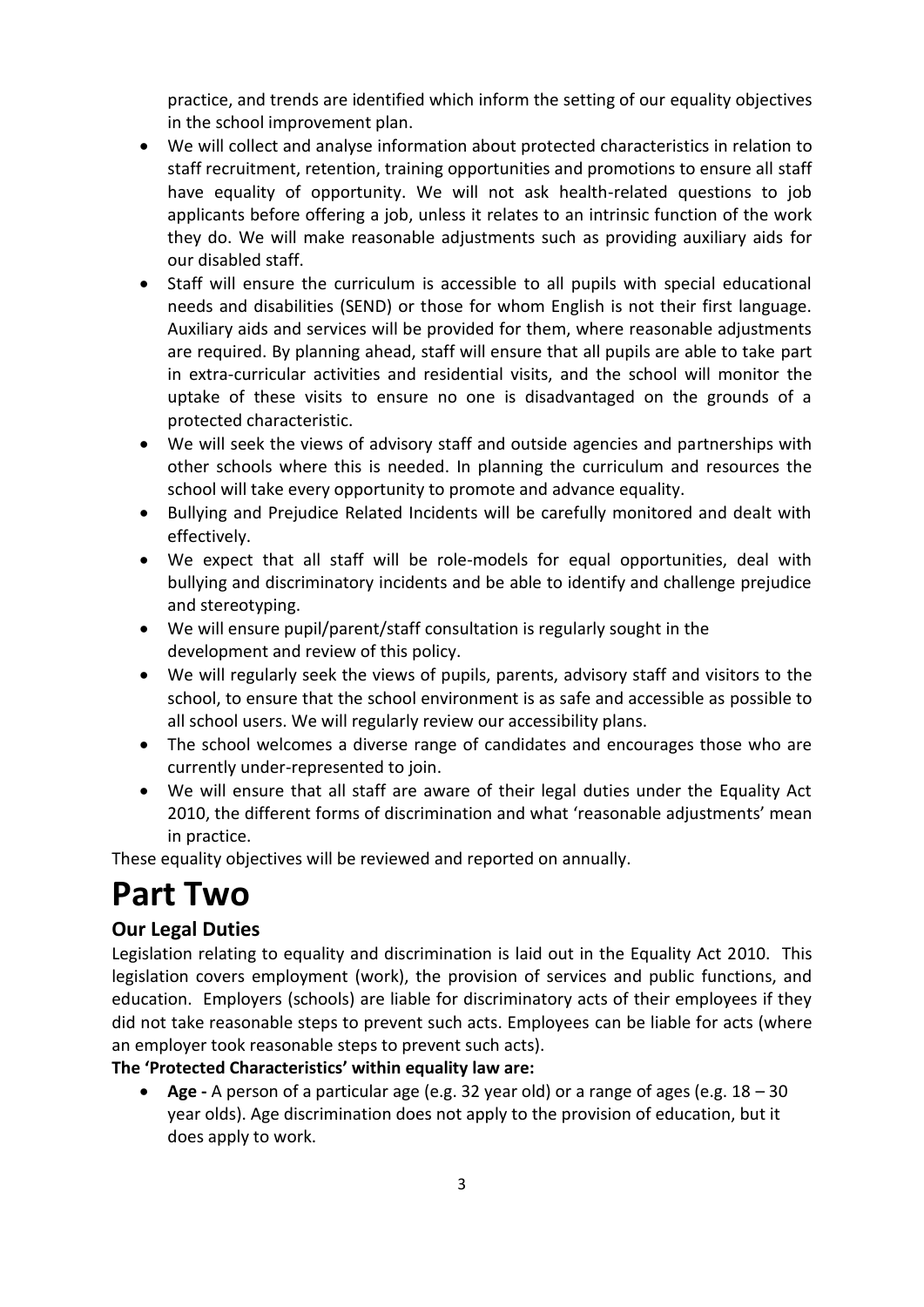practice, and trends are identified which inform the setting of our equality objectives in the school improvement plan.

- We will collect and analyse information about protected characteristics in relation to staff recruitment, retention, training opportunities and promotions to ensure all staff have equality of opportunity. We will not ask health-related questions to job applicants before offering a job, unless it relates to an intrinsic function of the work they do. We will make reasonable adjustments such as providing auxiliary aids for our disabled staff.
- Staff will ensure the curriculum is accessible to all pupils with special educational needs and disabilities (SEND) or those for whom English is not their first language. Auxiliary aids and services will be provided for them, where reasonable adjustments are required. By planning ahead, staff will ensure that all pupils are able to take part in extra-curricular activities and residential visits, and the school will monitor the uptake of these visits to ensure no one is disadvantaged on the grounds of a protected characteristic.
- We will seek the views of advisory staff and outside agencies and partnerships with other schools where this is needed. In planning the curriculum and resources the school will take every opportunity to promote and advance equality.
- Bullying and Prejudice Related Incidents will be carefully monitored and dealt with effectively.
- We expect that all staff will be role-models for equal opportunities, deal with bullying and discriminatory incidents and be able to identify and challenge prejudice and stereotyping.
- We will ensure pupil/parent/staff consultation is regularly sought in the development and review of this policy.
- We will regularly seek the views of pupils, parents, advisory staff and visitors to the school, to ensure that the school environment is as safe and accessible as possible to all school users. We will regularly review our accessibility plans.
- The school welcomes a diverse range of candidates and encourages those who are currently under-represented to join.
- We will ensure that all staff are aware of their legal duties under the Equality Act 2010, the different forms of discrimination and what 'reasonable adjustments' mean in practice.

These equality objectives will be reviewed and reported on annually.

# Part Two

## Our Legal Duties

Legislation relating to equality and discrimination is laid out in the Equality Act 2010. This legislation covers employment (work), the provision of services and public functions, and education. Employers (schools) are liable for discriminatory acts of their employees if they did not take reasonable steps to prevent such acts. Employees can be liable for acts (where an employer took reasonable steps to prevent such acts).

**The 'Protected Characteristics' within equality law are:**

- **Age -** A person of a particular age (e.g. 32 year old) or a range of ages (e.g. 18 – 30 year olds). Age discrimination does not apply to the provision of education, but it does apply to work.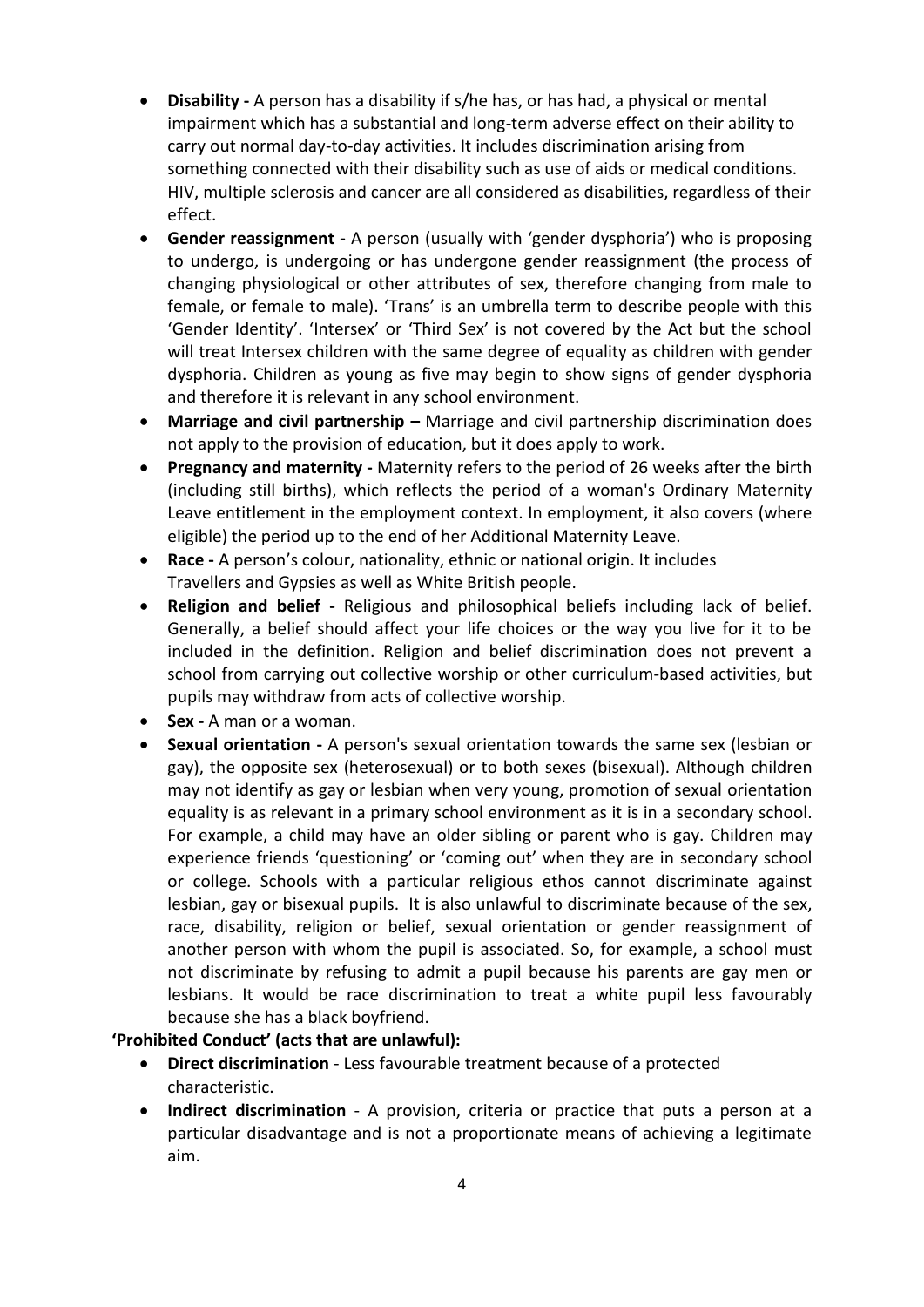- **Disability -** A person has a disability if s/he has, or has had, a physical or mental impairment which has a substantial and long-term adverse effect on their ability to carry out normal day-to-day activities. It includes discrimination arising from something connected with their disability such as use of aids or medical conditions. HIV, multiple sclerosis and cancer are all considered as disabilities, regardless of their effect.
- **Gender reassignment -** A person (usually with 'gender dysphoria') who is proposing to undergo, is undergoing or has undergone gender reassignment (the process of changing physiological or other attributes of sex, therefore changing from male to female, or female to male). 'Trans' is an umbrella term to describe people with this 'Gender Identity'. 'Intersex' or 'Third Sex' is not covered by the Act but the school will treat Intersex children with the same degree of equality as children with gender dysphoria. Children as young as five may begin to show signs of gender dysphoria and therefore it is relevant in any school environment.
- **Marriage and civil partnership –** Marriage and civil partnership discrimination does not apply to the provision of education, but it does apply to work.
- **Pregnancy and maternity -** Maternity refers to the period of 26 weeks after the birth (including still births), which reflects the period of a woman's Ordinary Maternity Leave entitlement in the employment context. In employment, it also covers (where eligible) the period up to the end of her Additional Maternity Leave.
- **Race -** A person's colour, nationality, ethnic or national origin. It includes Travellers and Gypsies as well as White British people.
- **Religion and belief -** Religious and philosophical beliefs including lack of belief. Generally, a belief should affect your life choices or the way you live for it to be included in the definition. Religion and belief discrimination does not prevent a school from carrying out collective worship or other curriculum-based activities, but pupils may withdraw from acts of collective worship.
- **Sex -** A man or a woman.
- **Sexual orientation -** A person's sexual orientation towards the same sex (lesbian or gay), the opposite sex (heterosexual) or to both sexes (bisexual). Although children may not identify as gay or lesbian when very young, promotion of sexual orientation equality is as relevant in a primary school environment as it is in a secondary school. For example, a child may have an older sibling or parent who is gay. Children may experience friends 'questioning' or 'coming out' when they are in secondary school or college. Schools with a particular religious ethos cannot discriminate against lesbian, gay or bisexual pupils. It is also unlawful to discriminate because of the sex, race, disability, religion or belief, sexual orientation or gender reassignment of another person with whom the pupil is associated. So, for example, a school must not discriminate by refusing to admit a pupil because his parents are gay men or lesbians. It would be race discrimination to treat a white pupil less favourably because she has a black boyfriend.

**'Prohibited Conduct' (acts that are unlawful):**

- **Direct discrimination** - Less favourable treatment because of a protected characteristic.
- **Indirect discrimination** - A provision, criteria or practice that puts a person at a particular disadvantage and is not a proportionate means of achieving a legitimate aim.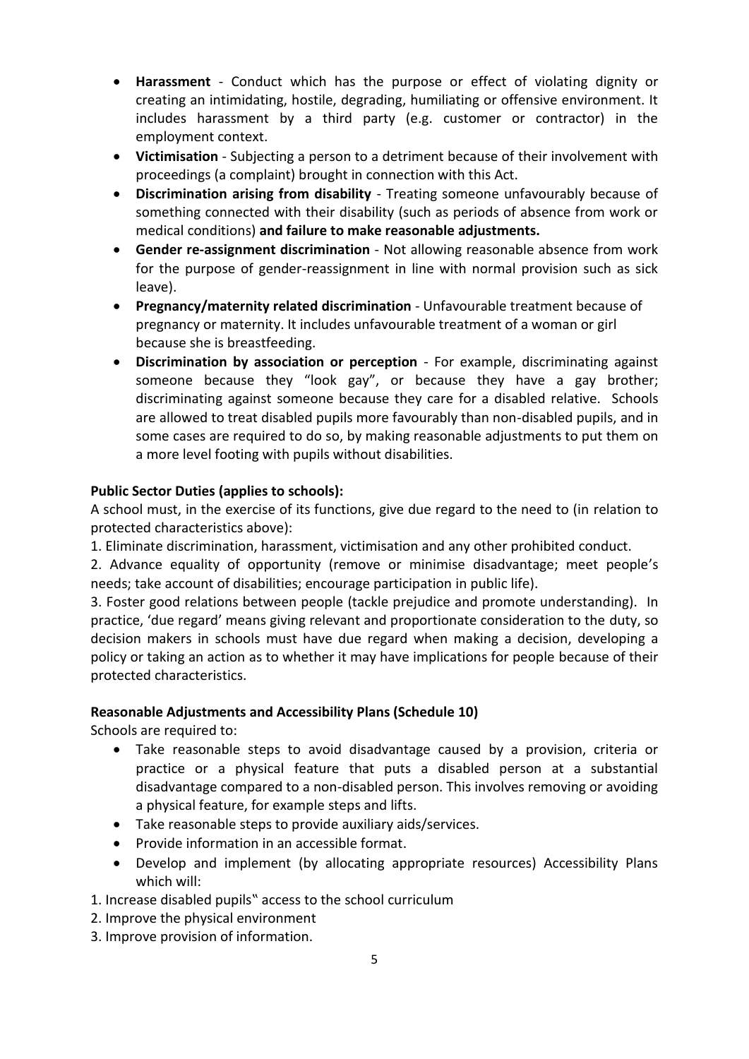- **Harassment** - Conduct which has the purpose or effect of violating dignity or creating an intimidating, hostile, degrading, humiliating or offensive environment. It includes harassment by a third party (e.g. customer or contractor) in the employment context.
- **Victimisation** - Subjecting a person to a detriment because of their involvement with proceedings (a complaint) brought in connection with this Act.
- **Discrimination arising from disability** - Treating someone unfavourably because of something connected with their disability (such as periods of absence from work or medical conditions) **and failure to make reasonable adjustments.**
- **Gender re-assignment discrimination** - Not allowing reasonable absence from work for the purpose of gender-reassignment in line with normal provision such as sick leave).
- **Pregnancy/maternity related discrimination** - Unfavourable treatment because of pregnancy or maternity. It includes unfavourable treatment of a woman or girl because she is breastfeeding.
- **Discrimination by association or perception** - For example, discriminating against someone because they "look gay", or because they have a gay brother; discriminating against someone because they care for a disabled relative. Schools are allowed to treat disabled pupils more favourably than non-disabled pupils, and in some cases are required to do so, by making reasonable adjustments to put them on a more level footing with pupils without disabilities.

**Public Sector Duties (applies to schools):**

A school must, in the exercise of its functions, give due regard to the need to (in relation to protected characteristics above):

1. Eliminate discrimination, harassment, victimisation and any other prohibited conduct.
2. Advance equality of opportunity (remove or minimise disadvantage; meet people's needs; take account of disabilities; encourage participation in public life).
3. Foster good relations between people (tackle prejudice and promote understanding). In practice, 'due regard' means giving relevant and proportionate consideration to the duty, so decision makers in schools must have due regard when making a decision, developing a policy or taking an action as to whether it may have implications for people because of their protected characteristics.

**Reasonable Adjustments and Accessibility Plans (Schedule 10)**

Schools are required to:

- Take reasonable steps to avoid disadvantage caused by a provision, criteria or practice or a physical feature that puts a disabled person at a substantial disadvantage compared to a non-disabled person. This involves removing or avoiding a physical feature, for example steps and lifts.
- Take reasonable steps to provide auxiliary aids/services.
- Provide information in an accessible format.
- Develop and implement (by allocating appropriate resources) Accessibility Plans which will:

1. Increase disabled pupils‟ access to the school curriculum
2. Improve the physical environment
3. Improve provision of information.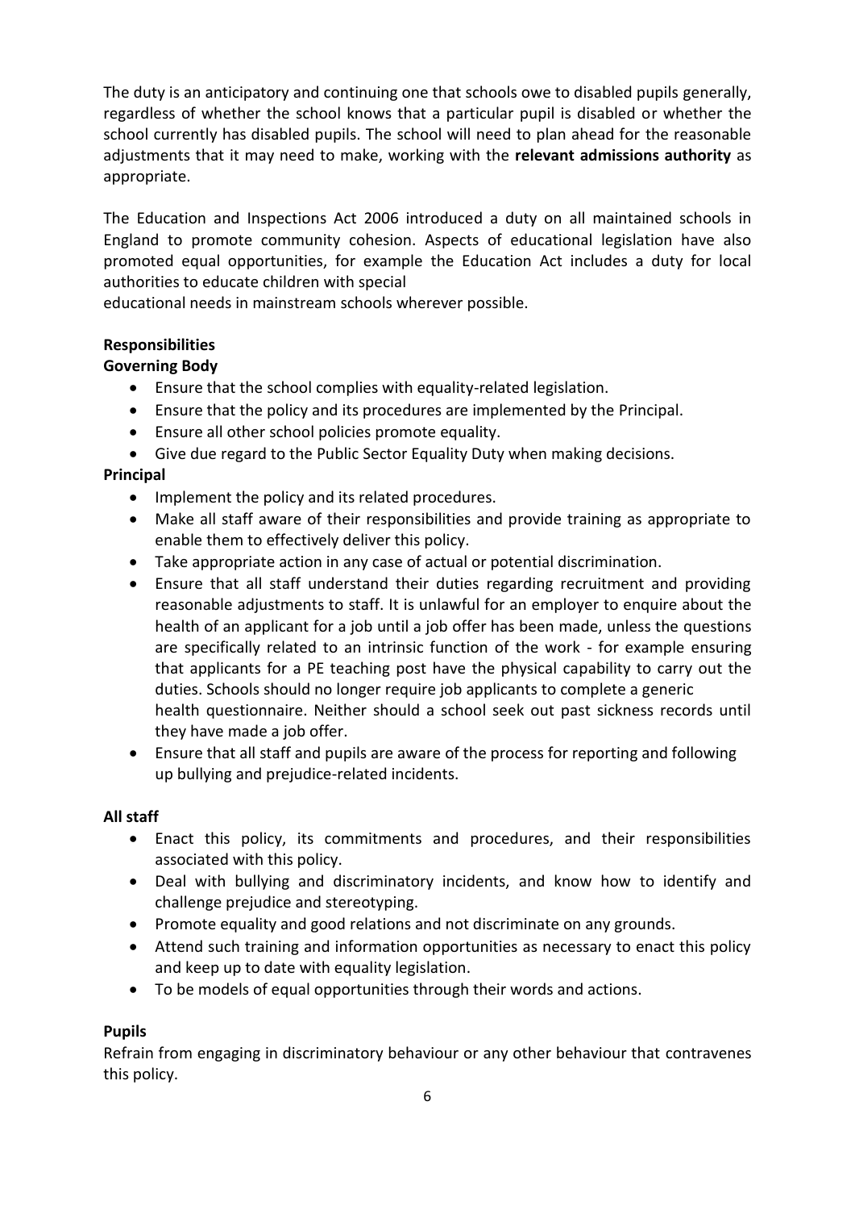The duty is an anticipatory and continuing one that schools owe to disabled pupils generally, regardless of whether the school knows that a particular pupil is disabled or whether the school currently has disabled pupils. The school will need to plan ahead for the reasonable adjustments that it may need to make, working with the **relevant admissions authority** as appropriate.

The Education and Inspections Act 2006 introduced a duty on all maintained schools in England to promote community cohesion. Aspects of educational legislation have also promoted equal opportunities, for example the Education Act includes a duty for local authorities to educate children with special educational needs in mainstream schools wherever possible.

**Responsibilities**

**Governing Body**

- Ensure that the school complies with equality-related legislation.
- Ensure that the policy and its procedures are implemented by the Principal.
- Ensure all other school policies promote equality.
- Give due regard to the Public Sector Equality Duty when making decisions.

**Principal**

- Implement the policy and its related procedures.
- Make all staff aware of their responsibilities and provide training as appropriate to enable them to effectively deliver this policy.
- Take appropriate action in any case of actual or potential discrimination.
- Ensure that all staff understand their duties regarding recruitment and providing reasonable adjustments to staff. It is unlawful for an employer to enquire about the health of an applicant for a job until a job offer has been made, unless the questions are specifically related to an intrinsic function of the work - for example ensuring that applicants for a PE teaching post have the physical capability to carry out the duties. Schools should no longer require job applicants to complete a generic health questionnaire. Neither should a school seek out past sickness records until they have made a job offer.
- Ensure that all staff and pupils are aware of the process for reporting and following up bullying and prejudice-related incidents.

**All staff**

- Enact this policy, its commitments and procedures, and their responsibilities associated with this policy.
- Deal with bullying and discriminatory incidents, and know how to identify and challenge prejudice and stereotyping.
- Promote equality and good relations and not discriminate on any grounds.
- Attend such training and information opportunities as necessary to enact this policy and keep up to date with equality legislation.
- To be models of equal opportunities through their words and actions.

**Pupils**

Refrain from engaging in discriminatory behaviour or any other behaviour that contravenes this policy.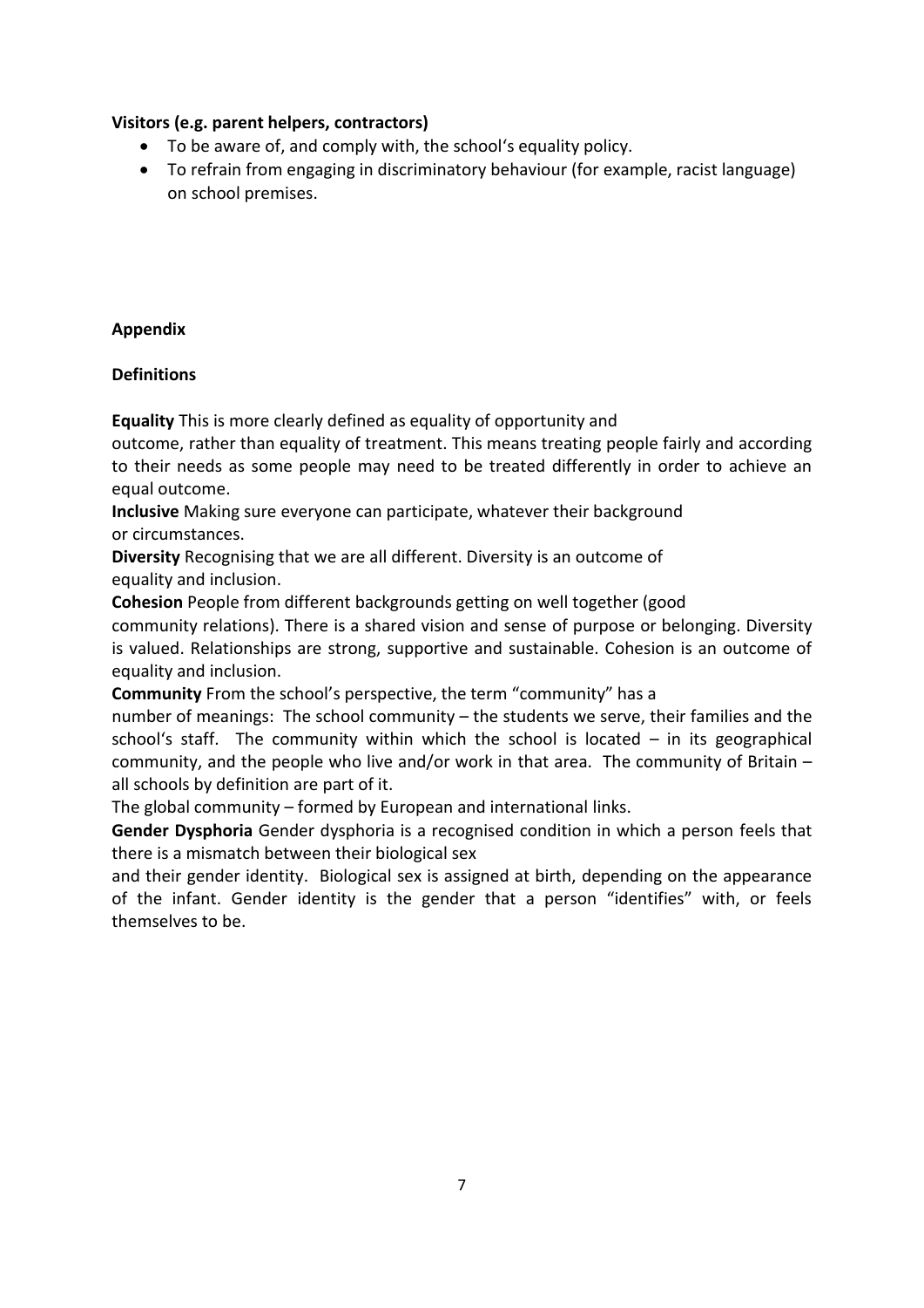**Visitors (e.g. parent helpers, contractors)**

- To be aware of, and comply with, the school's equality policy.
- To refrain from engaging in discriminatory behaviour (for example, racist language) on school premises.

**Appendix**

**Definitions**

**Equality** This is more clearly defined as equality of opportunity and outcome, rather than equality of treatment. This means treating people fairly and according to their needs as some people may need to be treated differently in order to achieve an equal outcome.

**Inclusive** Making sure everyone can participate, whatever their background or circumstances.

**Diversity** Recognising that we are all different. Diversity is an outcome of equality and inclusion.

**Cohesion** People from different backgrounds getting on well together (good community relations). There is a shared vision and sense of purpose or belonging. Diversity is valued. Relationships are strong, supportive and sustainable. Cohesion is an outcome of equality and inclusion.

**Community** From the school's perspective, the term "community" has a number of meanings: The school community – the students we serve, their families and the school's staff. The community within which the school is located – in its geographical community, and the people who live and/or work in that area. The community of Britain – all schools by definition are part of it.

The global community – formed by European and international links.

**Gender Dysphoria** Gender dysphoria is a recognised condition in which a person feels that there is a mismatch between their biological sex and their gender identity. Biological sex is assigned at birth, depending on the appearance of the infant. Gender identity is the gender that a person "identifies" with, or feels themselves to be.